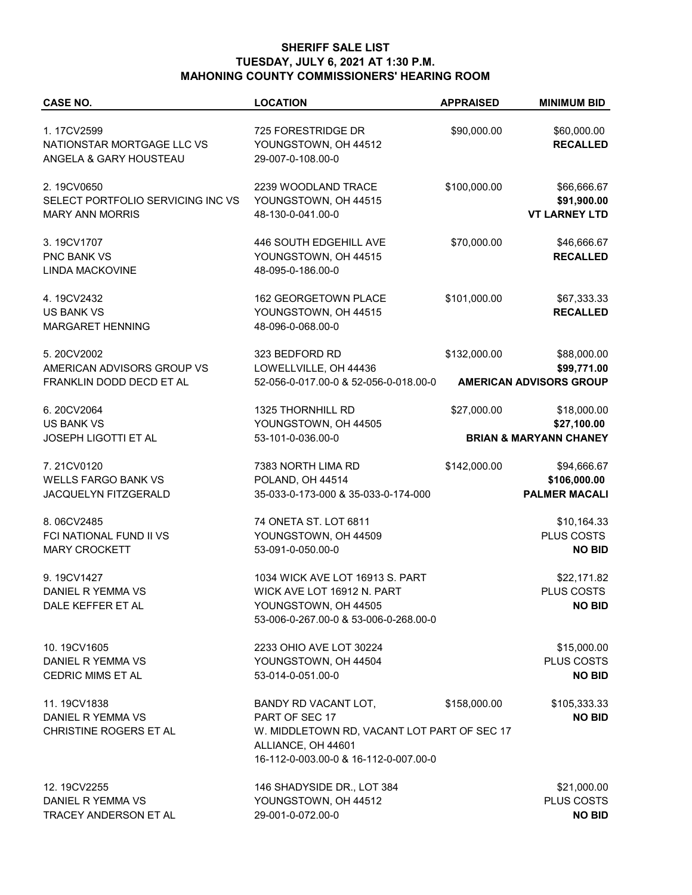# SHERIFF SALE LIST
## TUESDAY, JULY 6, 2021 AT 1:30 P.M.
## MAHONING COUNTY COMMISSIONERS' HEARING ROOM

| CASE NO. | LOCATION | APPRAISED | MINIMUM BID |
|---|---|---|---|
| 1. 17CV2599<br>NATIONSTAR MORTGAGE LLC VS<br>ANGELA & GARY HOUSTEAU | 725 FORESTRIDGE DR<br>YOUNGSTOWN, OH 44512<br>29-007-0-108.00-0 | $90,000.00 | $60,000.00<br>**RECALLED** |
| 2. 19CV0650<br>SELECT PORTFOLIO SERVICING INC VS<br>MARY ANN MORRIS | 2239 WOODLAND TRACE<br>YOUNGSTOWN, OH 44515<br>48-130-0-041.00-0 | $100,000.00 | $66,666.67<br>**$91,900.00**<br>**VT LARNEY LTD** |
| 3. 19CV1707<br>PNC BANK VS<br>LINDA MACKOVINE | 446 SOUTH EDGEHILL AVE<br>YOUNGSTOWN, OH 44515<br>48-095-0-186.00-0 | $70,000.00 | $46,666.67<br>**RECALLED** |
| 4. 19CV2432<br>US BANK VS<br>MARGARET HENNING | 162 GEORGETOWN PLACE<br>YOUNGSTOWN, OH 44515<br>48-096-0-068.00-0 | $101,000.00 | $67,333.33<br>**RECALLED** |
| 5. 20CV2002<br>AMERICAN ADVISORS GROUP VS<br>FRANKLIN DODD DECD ET AL | 323 BEDFORD RD<br>LOWELLVILLE, OH 44436<br>52-056-0-017.00-0 & 52-056-0-018.00-0 | $132,000.00 | $88,000.00<br>**$99,771.00**<br>**AMERICAN ADVISORS GROUP** |
| 6. 20CV2064<br>US BANK VS<br>JOSEPH LIGOTTI ET AL | 1325 THORNHILL RD<br>YOUNGSTOWN, OH 44505<br>53-101-0-036.00-0 | $27,000.00 | $18,000.00<br>**$27,100.00**<br>**BRIAN & MARYANN CHANEY** |
| 7. 21CV0120<br>WELLS FARGO BANK VS<br>JACQUELYN FITZGERALD | 7383 NORTH LIMA RD<br>POLAND, OH 44514<br>35-033-0-173-000 & 35-033-0-174-000 | $142,000.00 | $94,666.67<br>**$106,000.00**<br>**PALMER MACALI** |
| 8. 06CV2485<br>FCI NATIONAL FUND II VS<br>MARY CROCKETT | 74 ONETA ST. LOT 6811<br>YOUNGSTOWN, OH 44509<br>53-091-0-050.00-0 | | $10,164.33<br>PLUS COSTS<br>**NO BID** |
| 9. 19CV1427<br>DANIEL R YEMMA VS<br>DALE KEFFER ET AL | 1034 WICK AVE LOT 16913 S. PART<br>WICK AVE LOT 16912 N. PART<br>YOUNGSTOWN, OH 44505<br>53-006-0-267.00-0 & 53-006-0-268.00-0 | | $22,171.82<br>PLUS COSTS<br>**NO BID** |
| 10. 19CV1605<br>DANIEL R YEMMA VS<br>CEDRIC MIMS ET AL | 2233 OHIO AVE LOT 30224<br>YOUNGSTOWN, OH 44504<br>53-014-0-051.00-0 | | $15,000.00<br>PLUS COSTS<br>**NO BID** |
| 11. 19CV1838<br>DANIEL R YEMMA VS<br>CHRISTINE ROGERS ET AL | BANDY RD VACANT LOT,<br>PART OF SEC 17<br>W. MIDDLETOWN RD, VACANT LOT PART OF SEC 17<br>ALLIANCE, OH 44601<br>16-112-0-003.00-0 & 16-112-0-007.00-0 | $158,000.00 | $105,333.33<br>**NO BID** |
| 12. 19CV2255<br>DANIEL R YEMMA VS<br>TRACEY ANDERSON ET AL | 146 SHADYSIDE DR., LOT 384<br>YOUNGSTOWN, OH 44512<br>29-001-0-072.00-0 | | $21,000.00<br>PLUS COSTS<br>**NO BID** |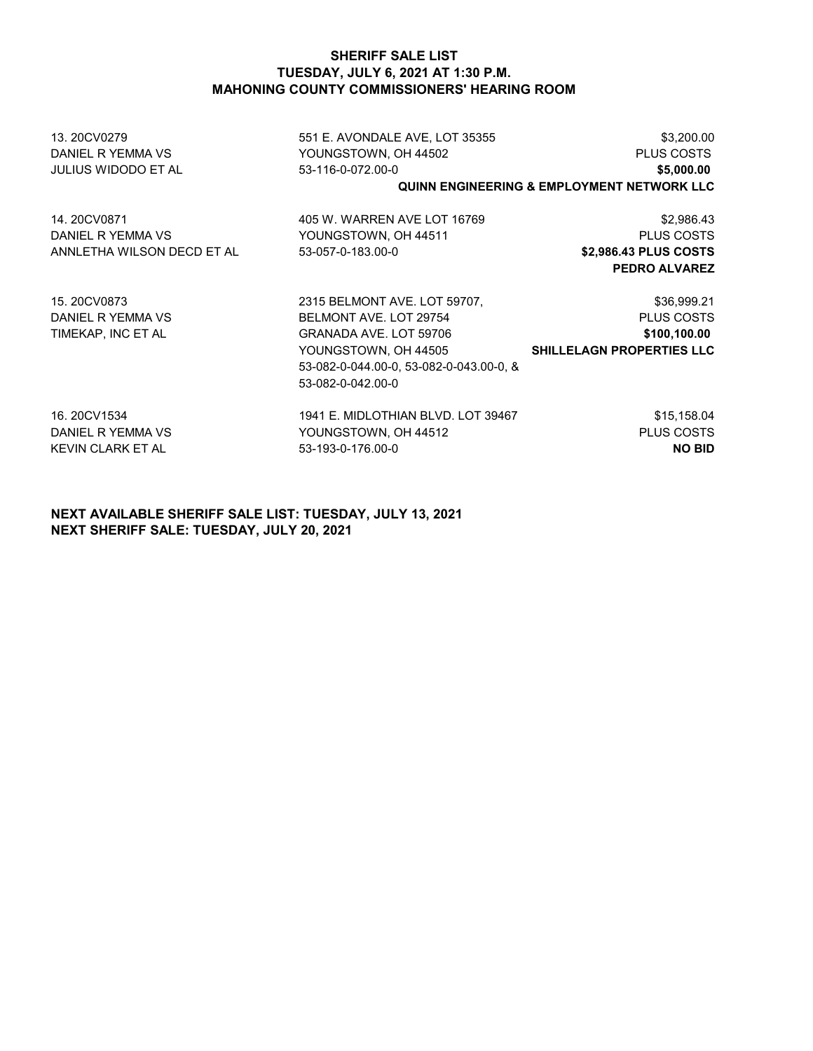**SHERIFF SALE LIST**
**TUESDAY, JULY 6, 2021 AT 1:30 P.M.**
**MAHONING COUNTY COMMISSIONERS' HEARING ROOM**

| | | |
|---|---|---|
| 13. 20CV0279<br>DANIEL R YEMMA VS<br>JULIUS WIDODO ET AL | 551 E. AVONDALE AVE, LOT 35355<br>YOUNGSTOWN, OH 44502<br>53-116-0-072.00-0 | $3,200.00<br>PLUS COSTS<br>**$5,000.00**<br>**QUINN ENGINEERING & EMPLOYMENT NETWORK LLC** |
| 14. 20CV0871<br>DANIEL R YEMMA VS<br>ANNLETHA WILSON DECD ET AL | 405 W. WARREN AVE LOT 16769<br>YOUNGSTOWN, OH 44511<br>53-057-0-183.00-0 | $2,986.43<br>PLUS COSTS<br>**$2,986.43 PLUS COSTS**<br>**PEDRO ALVAREZ** |
| 15. 20CV0873<br>DANIEL R YEMMA VS<br>TIMEKAP, INC ET AL | 2315 BELMONT AVE. LOT 59707,<br>BELMONT AVE. LOT 29754<br>GRANADA AVE. LOT 59706<br>YOUNGSTOWN, OH 44505<br>53-082-0-044.00-0, 53-082-0-043.00-0, &<br>53-082-0-042.00-0 | $36,999.21<br>PLUS COSTS<br>**$100,100.00**<br>**SHILLELAGN PROPERTIES LLC** |
| 16. 20CV1534<br>DANIEL R YEMMA VS<br>KEVIN CLARK ET AL | 1941 E. MIDLOTHIAN BLVD. LOT 39467<br>YOUNGSTOWN, OH 44512<br>53-193-0-176.00-0 | $15,158.04<br>PLUS COSTS<br>**NO BID** |

**NEXT AVAILABLE SHERIFF SALE LIST: TUESDAY, JULY 13, 2021**
**NEXT SHERIFF SALE: TUESDAY, JULY 20, 2021**